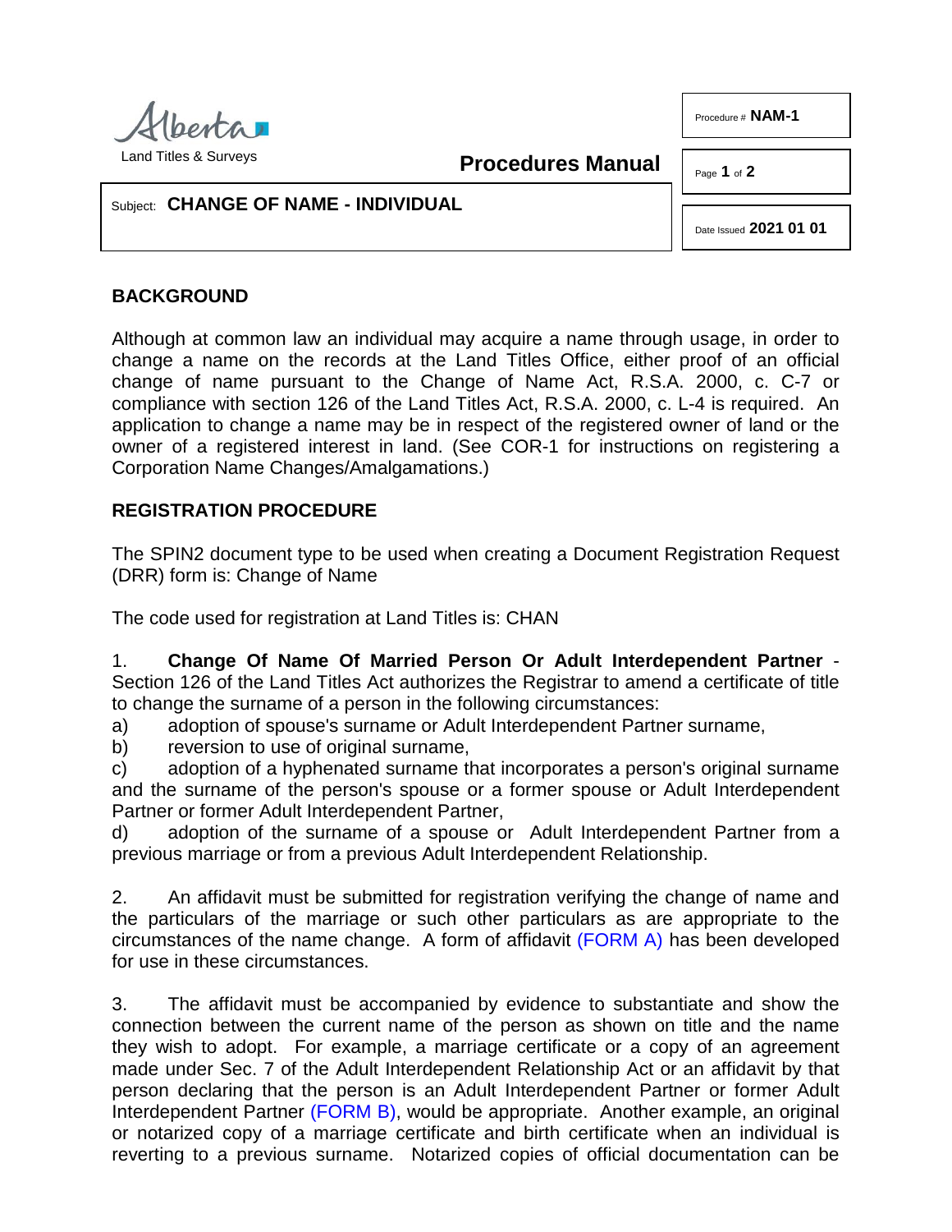Alberta
Land Titles & Surveys

**Procedures Manual**

Procedure # **NAM-1**

Subject: **CHANGE OF NAME - INDIVIDUAL**

Date Issued **2021 01 01**

## BACKGROUND

Although at common law an individual may acquire a name through usage, in order to change a name on the records at the Land Titles Office, either proof of an official change of name pursuant to the Change of Name Act, R.S.A. 2000, c. C-7 or compliance with section 126 of the Land Titles Act, R.S.A. 2000, c. L-4 is required. An application to change a name may be in respect of the registered owner of land or the owner of a registered interest in land. (See COR-1 for instructions on registering a Corporation Name Changes/Amalgamations.)

## REGISTRATION PROCEDURE

The SPIN2 document type to be used when creating a Document Registration Request (DRR) form is: Change of Name

The code used for registration at Land Titles is: CHAN

1. **Change Of Name Of Married Person Or Adult Interdependent Partner** - Section 126 of the Land Titles Act authorizes the Registrar to amend a certificate of title to change the surname of a person in the following circumstances:

a) adoption of spouse's surname or Adult Interdependent Partner surname,

b) reversion to use of original surname,

c) adoption of a hyphenated surname that incorporates a person's original surname and the surname of the person's spouse or a former spouse or Adult Interdependent Partner or former Adult Interdependent Partner,

d) adoption of the surname of a spouse or Adult Interdependent Partner from a previous marriage or from a previous Adult Interdependent Relationship.

2. An affidavit must be submitted for registration verifying the change of name and the particulars of the marriage or such other particulars as are appropriate to the circumstances of the name change. A form of affidavit (FORM A) has been developed for use in these circumstances.

3. The affidavit must be accompanied by evidence to substantiate and show the connection between the current name of the person as shown on title and the name they wish to adopt. For example, a marriage certificate or a copy of an agreement made under Sec. 7 of the Adult Interdependent Relationship Act or an affidavit by that person declaring that the person is an Adult Interdependent Partner or former Adult Interdependent Partner (FORM B), would be appropriate. Another example, an original or notarized copy of a marriage certificate and birth certificate when an individual is reverting to a previous surname. Notarized copies of official documentation can be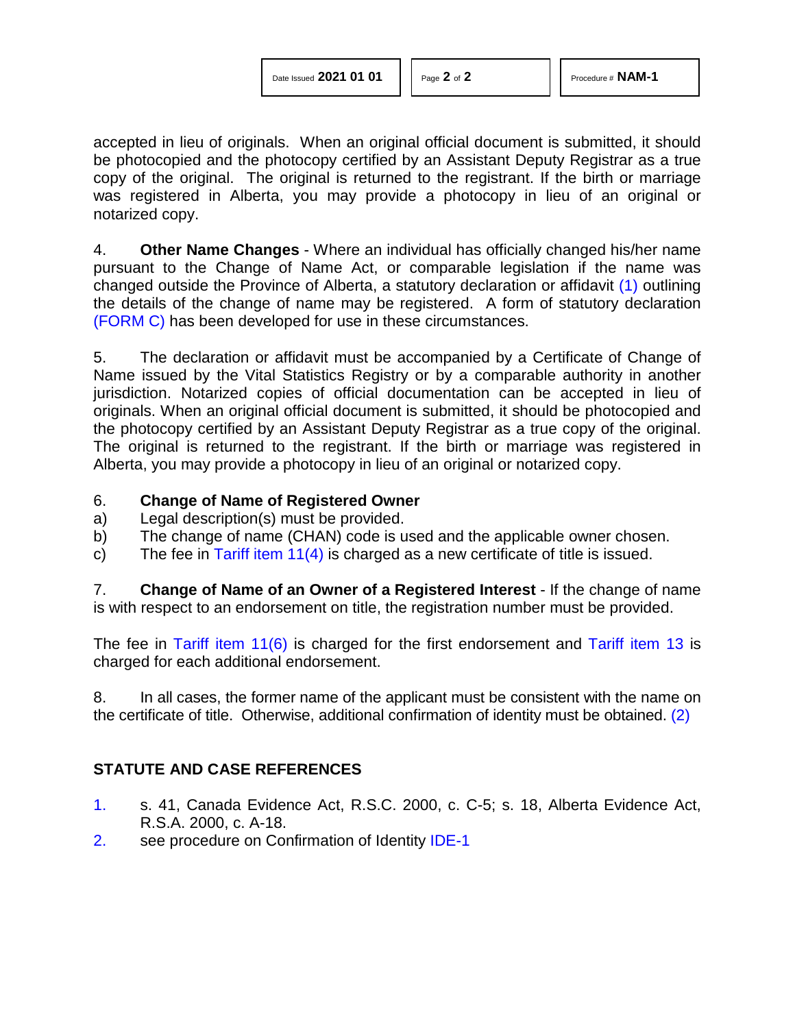accepted in lieu of originals. When an original official document is submitted, it should be photocopied and the photocopy certified by an Assistant Deputy Registrar as a true copy of the original. The original is returned to the registrant. If the birth or marriage was registered in Alberta, you may provide a photocopy in lieu of an original or notarized copy.

4. **Other Name Changes** - Where an individual has officially changed his/her name pursuant to the Change of Name Act, or comparable legislation if the name was changed outside the Province of Alberta, a statutory declaration or affidavit (1) outlining the details of the change of name may be registered. A form of statutory declaration (FORM C) has been developed for use in these circumstances.

5. The declaration or affidavit must be accompanied by a Certificate of Change of Name issued by the Vital Statistics Registry or by a comparable authority in another jurisdiction. Notarized copies of official documentation can be accepted in lieu of originals. When an original official document is submitted, it should be photocopied and the photocopy certified by an Assistant Deputy Registrar as a true copy of the original. The original is returned to the registrant. If the birth or marriage was registered in Alberta, you may provide a photocopy in lieu of an original or notarized copy.

6. **Change of Name of Registered Owner**

a) Legal description(s) must be provided.

b) The change of name (CHAN) code is used and the applicable owner chosen.

c) The fee in Tariff item 11(4) is charged as a new certificate of title is issued.

7. **Change of Name of an Owner of a Registered Interest** - If the change of name is with respect to an endorsement on title, the registration number must be provided.

The fee in Tariff item 11(6) is charged for the first endorsement and Tariff item 13 is charged for each additional endorsement.

8. In all cases, the former name of the applicant must be consistent with the name on the certificate of title. Otherwise, additional confirmation of identity must be obtained. (2)

## STATUTE AND CASE REFERENCES

1. s. 41, Canada Evidence Act, R.S.C. 2000, c. C-5; s. 18, Alberta Evidence Act, R.S.A. 2000, c. A-18.
2. see procedure on Confirmation of Identity IDE-1